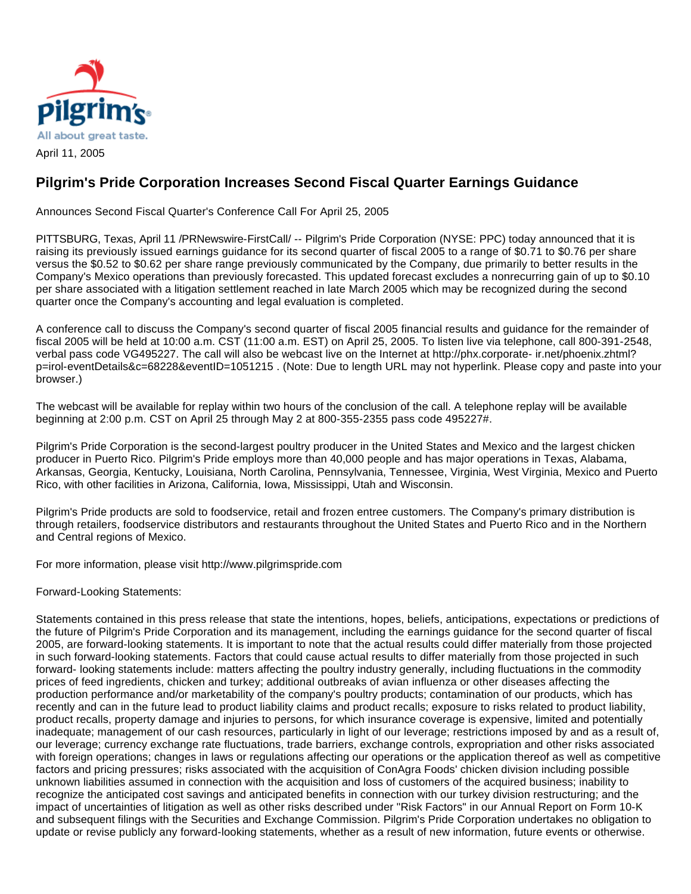Pilgrim's

All about great taste.

April 11, 2005

# Pilgrim's Pride Corporation Increases Second Fiscal Quarter Earnings Guidance

Announces Second Fiscal Quarter's Conference Call For April 25, 2005

PITTSBURG, Texas, April 11 /PRNewswire-FirstCall/ -- Pilgrim's Pride Corporation (NYSE: PPC) today announced that it is raising its previously issued earnings guidance for its second quarter of fiscal 2005 to a range of $0.71 to $0.76 per share versus the $0.52 to $0.62 per share range previously communicated by the Company, due primarily to better results in the Company's Mexico operations than previously forecasted. This updated forecast excludes a nonrecurring gain of up to $0.10 per share associated with a litigation settlement reached in late March 2005 which may be recognized during the second quarter once the Company's accounting and legal evaluation is completed.

A conference call to discuss the Company's second quarter of fiscal 2005 financial results and guidance for the remainder of fiscal 2005 will be held at 10:00 a.m. CST (11:00 a.m. EST) on April 25, 2005. To listen live via telephone, call 800-391-2548, verbal pass code VG495227. The call will also be webcast live on the Internet at http://phx.corporate- ir.net/phoenix.zhtml?p=irol-eventDetails&c=68228&eventID=1051215 . (Note: Due to length URL may not hyperlink. Please copy and paste into your browser.)

The webcast will be available for replay within two hours of the conclusion of the call. A telephone replay will be available beginning at 2:00 p.m. CST on April 25 through May 2 at 800-355-2355 pass code 495227#.

Pilgrim's Pride Corporation is the second-largest poultry producer in the United States and Mexico and the largest chicken producer in Puerto Rico. Pilgrim's Pride employs more than 40,000 people and has major operations in Texas, Alabama, Arkansas, Georgia, Kentucky, Louisiana, North Carolina, Pennsylvania, Tennessee, Virginia, West Virginia, Mexico and Puerto Rico, with other facilities in Arizona, California, Iowa, Mississippi, Utah and Wisconsin.

Pilgrim's Pride products are sold to foodservice, retail and frozen entree customers. The Company's primary distribution is through retailers, foodservice distributors and restaurants throughout the United States and Puerto Rico and in the Northern and Central regions of Mexico.

For more information, please visit http://www.pilgrimspride.com

Forward-Looking Statements:

Statements contained in this press release that state the intentions, hopes, beliefs, anticipations, expectations or predictions of the future of Pilgrim's Pride Corporation and its management, including the earnings guidance for the second quarter of fiscal 2005, are forward-looking statements. It is important to note that the actual results could differ materially from those projected in such forward-looking statements. Factors that could cause actual results to differ materially from those projected in such forward- looking statements include: matters affecting the poultry industry generally, including fluctuations in the commodity prices of feed ingredients, chicken and turkey; additional outbreaks of avian influenza or other diseases affecting the production performance and/or marketability of the company's poultry products; contamination of our products, which has recently and can in the future lead to product liability claims and product recalls; exposure to risks related to product liability, product recalls, property damage and injuries to persons, for which insurance coverage is expensive, limited and potentially inadequate; management of our cash resources, particularly in light of our leverage; restrictions imposed by and as a result of, our leverage; currency exchange rate fluctuations, trade barriers, exchange controls, expropriation and other risks associated with foreign operations; changes in laws or regulations affecting our operations or the application thereof as well as competitive factors and pricing pressures; risks associated with the acquisition of ConAgra Foods' chicken division including possible unknown liabilities assumed in connection with the acquisition and loss of customers of the acquired business; inability to recognize the anticipated cost savings and anticipated benefits in connection with our turkey division restructuring; and the impact of uncertainties of litigation as well as other risks described under "Risk Factors" in our Annual Report on Form 10-K and subsequent filings with the Securities and Exchange Commission. Pilgrim's Pride Corporation undertakes no obligation to update or revise publicly any forward-looking statements, whether as a result of new information, future events or otherwise.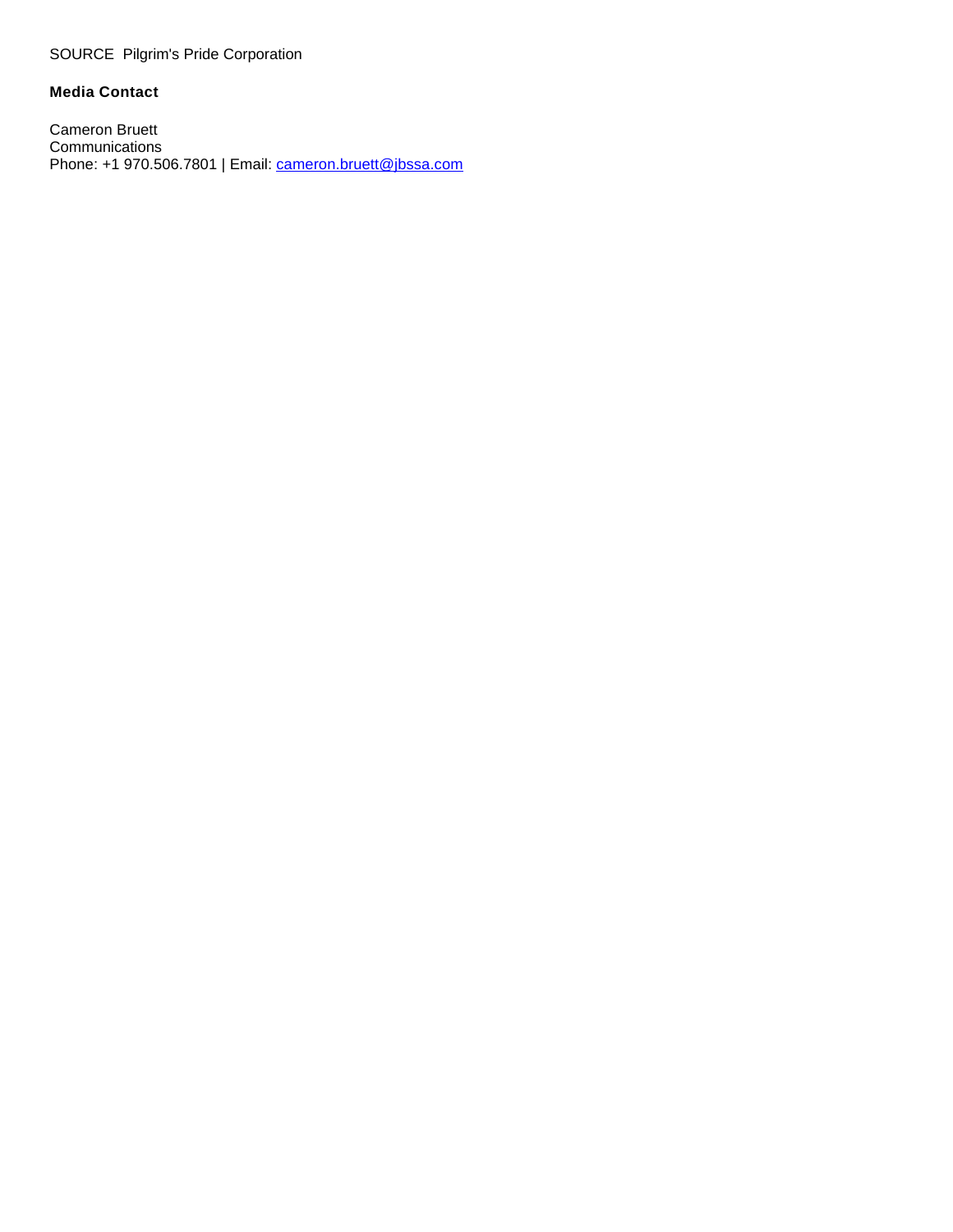SOURCE  Pilgrim's Pride Corporation

**Media Contact**

Cameron Bruett
Communications
Phone: +1 970.506.7801 | Email: cameron.bruett@jbssa.com